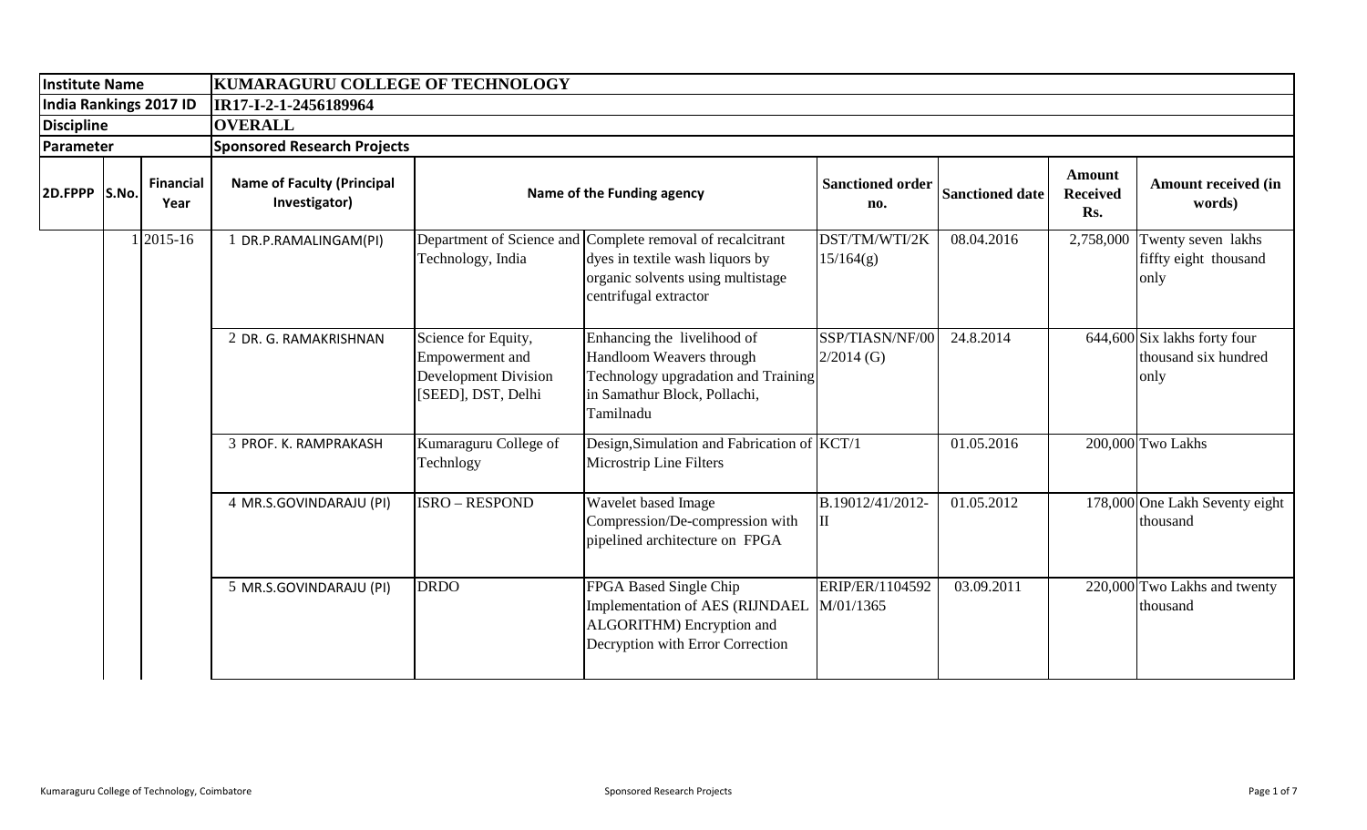| Institute Name | | | KUMARAGURU COLLEGE OF TECHNOLOGY | | | | | | |
|---|---|---|---|---|---|---|---|---|---|
| India Rankings 2017 ID | | | IR17-I-2-1-2456189964 | | | | | | |
| Discipline | | | OVERALL | | | | | | |
| Parameter | | | Sponsored Research Projects | | | | | | |
| 2D.FPPP | S.No. | Financial Year | Name of Faculty (Principal Investigator) | Name of the Funding agency | | Sanctioned order no. | Sanctioned date | Amount Received Rs. | Amount received (in words) |
| | 1 | 2015-16 | 1 DR.P.RAMALINGAM(PI) | Department of Science and Technology, India | Complete removal of recalcitrant dyes in textile wash liquors by organic solvents using multistage centrifugal extractor | DST/TM/WTI/2K 15/164(g) | 08.04.2016 | 2,758,000 | Twenty seven lakhs fiffty eight thousand only |
| | | | 2 DR. G. RAMAKRISHNAN | Science for Equity, Empowerment and Development Division [SEED], DST, Delhi | Enhancing the livelihood of Handloom Weavers through Technology upgradation and Training in Samathur Block, Pollachi, Tamilnadu | SSP/TIASN/NF/00 2/2014 (G) | 24.8.2014 | 644,600 | Six lakhs forty four thousand six hundred only |
| | | | 3 PROF. K. RAMPRAKASH | Kumaraguru College of Technlogy | Design,Simulation and Fabrication of Microstrip Line Filters | KCT/1 | 01.05.2016 | 200,000 | Two Lakhs |
| | | | 4 MR.S.GOVINDARAJU (PI) | ISRO – RESPOND | Wavelet based Image Compression/De-compression with pipelined architecture on FPGA | B.19012/41/2012-II | 01.05.2012 | 178,000 | One Lakh Seventy eight thousand |
| | | | 5 MR.S.GOVINDARAJU (PI) | DRDO | FPGA Based Single Chip Implementation of AES (RIJNDAEL ALGORITHM) Encryption and Decryption with Error Correction | ERIP/ER/1104592 M/01/1365 | 03.09.2011 | 220,000 | Two Lakhs and twenty thousand |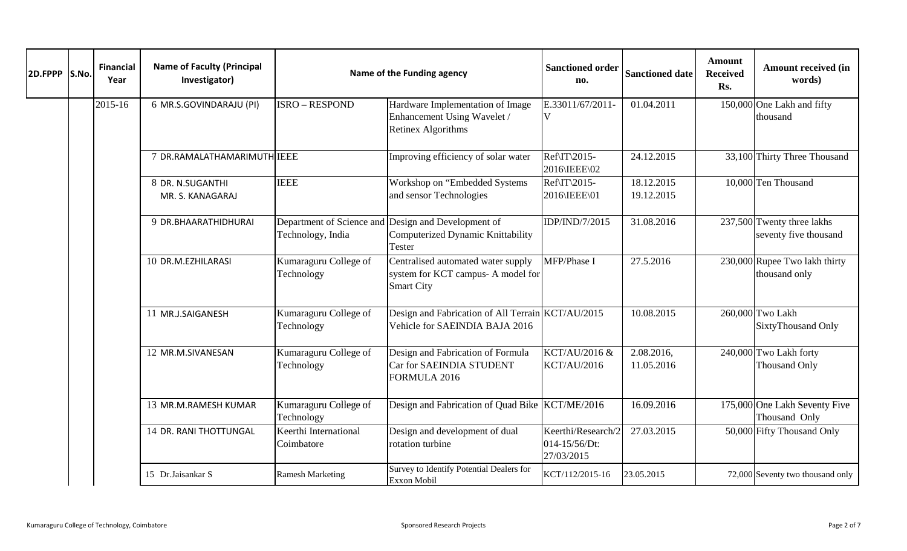| 2D.FPPP | S.No. | Financial Year | Name of Faculty (Principal Investigator) | Name of the Funding agency | | Sanctioned order no. | Sanctioned date | Amount Received Rs. | Amount received (in words) |
|---|---|---|---|---|---|---|---|---|---|
| | | 2015-16 | 6 MR.S.GOVINDARAJU (PI) | ISRO – RESPOND | Hardware Implementation of Image Enhancement Using Wavelet / Retinex Algorithms | E.33011/67/2011-V | 01.04.2011 | 150,000 | One Lakh and fifty thousand |
| | | | 7 DR.RAMALATHAMARIMUTH | IEEE | Improving efficiency of solar water | Ref\IT\2015-2016\IEEE\02 | 24.12.2015 | 33,100 | Thirty Three Thousand |
| | | | 8 DR. N.SUGANTHI MR. S. KANAGARAJ | IEEE | Workshop on "Embedded Systems and sensor Technologies | Ref\IT\2015-2016\IEEE\01 | 18.12.2015 19.12.2015 | 10,000 | Ten Thousand |
| | | | 9 DR.BHAARATHIDHURAI | Department of Science and Technology, India | Design and Development of Computerized Dynamic Knittability Tester | IDP/IND/7/2015 | 31.08.2016 | 237,500 | Twenty three lakhs seventy five thousand |
| | | | 10 DR.M.EZHILARASI | Kumaraguru College of Technology | Centralised automated water supply system for KCT campus- A model for Smart City | MFP/Phase I | 27.5.2016 | 230,000 | Rupee Two lakh thirty thousand only |
| | | | 11 MR.J.SAIGANESH | Kumaraguru College of Technology | Design and Fabrication of All Terrain Vehicle for SAEINDIA BAJA 2016 | KCT/AU/2015 | 10.08.2015 | 260,000 | Two Lakh SixtyThousand Only |
| | | | 12 MR.M.SIVANESAN | Kumaraguru College of Technology | Design and Fabrication of Formula Car for SAEINDIA STUDENT FORMULA 2016 | KCT/AU/2016 & KCT/AU/2016 | 2.08.2016, 11.05.2016 | 240,000 | Two Lakh forty Thousand Only |
| | | | 13 MR.M.RAMESH KUMAR | Kumaraguru College of Technology | Design and Fabrication of Quad Bike | KCT/ME/2016 | 16.09.2016 | 175,000 | One Lakh Seventy Five Thousand Only |
| | | | 14 DR. RANI THOTTUNGAL | Keerthi International Coimbatore | Design and development of dual rotation turbine | Keerthi/Research/2014-15/56/Dt: 27/03/2015 | 27.03.2015 | 50,000 | Fifty Thousand Only |
| | | | 15 Dr.Jaisankar S | Ramesh Marketing | Survey to Identify Potential Dealers for Exxon Mobil | KCT/112/2015-16 | 23.05.2015 | 72,000 | Seventy two thousand only |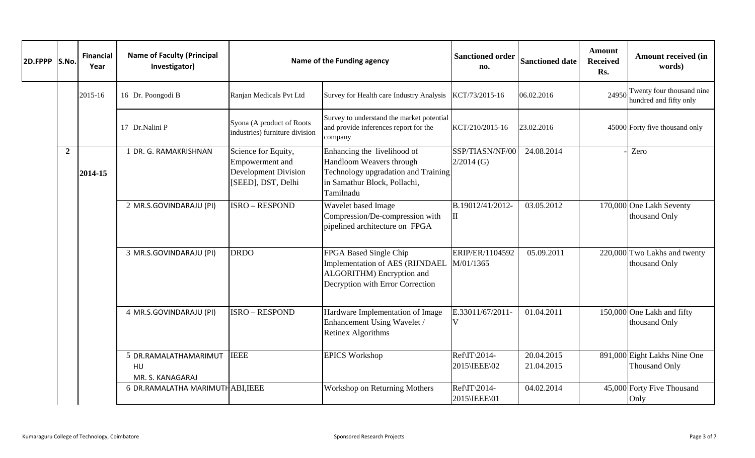| 2D.FPPP | S.No. | Financial Year | Name of Faculty (Principal Investigator) | Name of the Funding agency | | Sanctioned order no. | Sanctioned date | Amount Received Rs. | Amount received (in words) |
|---|---|---|---|---|---|---|---|---|---|
| | | 2015-16 | 16 Dr. Poongodi B | Ranjan Medicals Pvt Ltd | Survey for Health care Industry Analysis | KCT/73/2015-16 | 06.02.2016 | 24950 | Twenty four thousand nine hundred and fifty only |
| | | | 17 Dr.Nalini P | Syona (A product of Roots industries) furniture division | Survey to understand the market potential and provide inferences report for the company | KCT/210/2015-16 | 23.02.2016 | 45000 | Forty five thousand only |
| | **2** | **2014-15** | 1 DR. G. RAMAKRISHNAN | Science for Equity, Empowerment and Development Division [SEED], DST, Delhi | Enhancing the livelihood of Handloom Weavers through Technology upgradation and Training in Samathur Block, Pollachi, Tamilnadu | SSP/TIASN/NF/002/2014 (G) | 24.08.2014 | - | Zero |
| | | | 2 MR.S.GOVINDARAJU (PI) | ISRO – RESPOND | Wavelet based Image Compression/De-compression with pipelined architecture on FPGA | B.19012/41/2012-II | 03.05.2012 | 170,000 | One Lakh Seventy thousand Only |
| | | | 3 MR.S.GOVINDARAJU (PI) | DRDO | FPGA Based Single Chip Implementation of AES (RIJNDAEL ALGORITHM) Encryption and Decryption with Error Correction | ERIP/ER/1104592M/01/1365 | 05.09.2011 | 220,000 | Two Lakhs and twenty thousand Only |
| | | | 4 MR.S.GOVINDARAJU (PI) | ISRO – RESPOND | Hardware Implementation of Image Enhancement Using Wavelet / Retinex Algorithms | E.33011/67/2011-V | 01.04.2011 | 150,000 | One Lakh and fifty thousand Only |
| | | | 5 DR.RAMALATHAMARIMUTHU MR. S. KANAGARAJ | IEEE | EPICS Workshop | Ref\IT\2014-2015\IEEE\02 | 20.04.2015 21.04.2015 | 891,000 | Eight Lakhs Nine One Thousand Only |
| | | | 6 DR.RAMALATHA MARIMUTHU | ABI,IEEE | Workshop on Returning Mothers | Ref\IT\2014-2015\IEEE\01 | 04.02.2014 | 45,000 | Forty Five Thousand Only |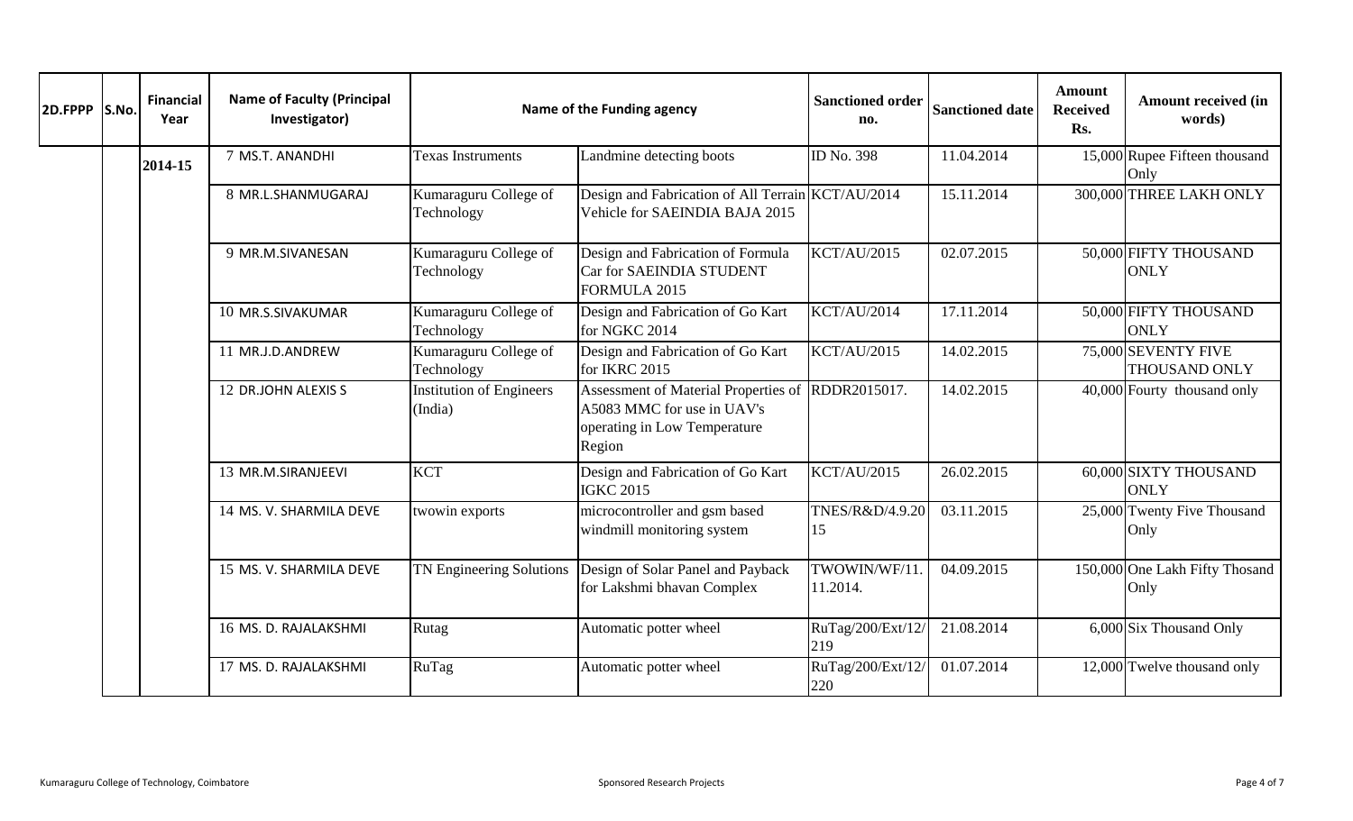| 2D.FPPP | S.No. | Financial Year | Name of Faculty (Principal Investigator) | Name of the Funding agency | | Sanctioned order no. | Sanctioned date | Amount Received Rs. | Amount received (in words) |
|---|---|---|---|---|---|---|---|---|---|
| | | 2014-15 | 7 MS.T. ANANDHI | Texas Instruments | Landmine detecting boots | ID No. 398 | 11.04.2014 | 15,000 | Rupee Fifteen thousand Only |
| | | | 8 MR.L.SHANMUGARAJ | Kumaraguru College of Technology | Design and Fabrication of All Terrain Vehicle for SAEINDIA BAJA 2015 | KCT/AU/2014 | 15.11.2014 | 300,000 | THREE LAKH ONLY |
| | | | 9 MR.M.SIVANESAN | Kumaraguru College of Technology | Design and Fabrication of Formula Car for SAEINDIA STUDENT FORMULA 2015 | KCT/AU/2015 | 02.07.2015 | 50,000 | FIFTY THOUSAND ONLY |
| | | | 10 MR.S.SIVAKUMAR | Kumaraguru College of Technology | Design and Fabrication of Go Kart for NGKC 2014 | KCT/AU/2014 | 17.11.2014 | 50,000 | FIFTY THOUSAND ONLY |
| | | | 11 MR.J.D.ANDREW | Kumaraguru College of Technology | Design and Fabrication of Go Kart for IKRC 2015 | KCT/AU/2015 | 14.02.2015 | 75,000 | SEVENTY FIVE THOUSAND ONLY |
| | | | 12 DR.JOHN ALEXIS S | Institution of Engineers (India) | Assessment of Material Properties of A5083 MMC for use in UAV's operating in Low Temperature Region | RDDR2015017. | 14.02.2015 | 40,000 | Fourty thousand only |
| | | | 13 MR.M.SIRANJEEVI | KCT | Design and Fabrication of Go Kart IGKC 2015 | KCT/AU/2015 | 26.02.2015 | 60,000 | SIXTY THOUSAND ONLY |
| | | | 14 MS. V. SHARMILA DEVE | twowin exports | microcontroller and gsm based windmill monitoring system | TNES/R&D/4.9.2015 | 03.11.2015 | 25,000 | Twenty Five Thousand Only |
| | | | 15 MS. V. SHARMILA DEVE | TN Engineering Solutions | Design of Solar Panel and Payback for Lakshmi bhavan Complex | TWOWIN/WF/11.11.2014. | 04.09.2015 | 150,000 | One Lakh Fifty Thosand Only |
| | | | 16 MS. D. RAJALAKSHMI | Rutag | Automatic potter wheel | RuTag/200/Ext/12/219 | 21.08.2014 | 6,000 | Six Thousand Only |
| | | | 17 MS. D. RAJALAKSHMI | RuTag | Automatic potter wheel | RuTag/200/Ext/12/220 | 01.07.2014 | 12,000 | Twelve thousand only |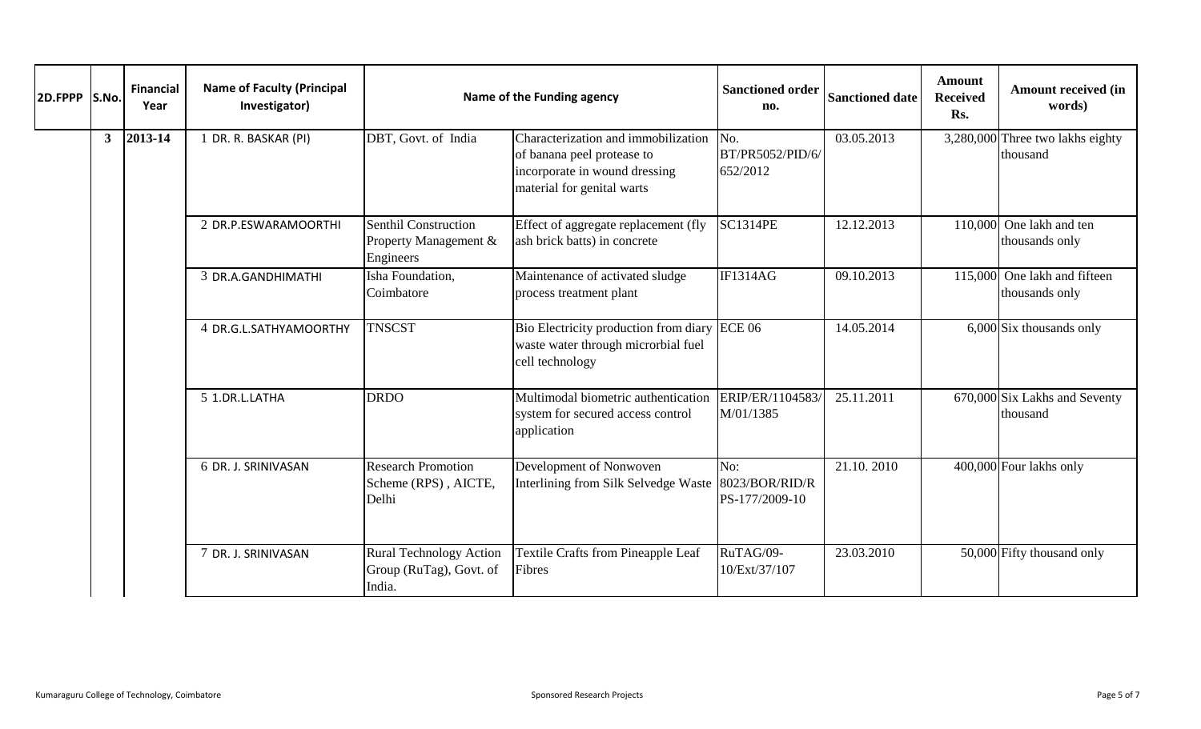| 2D.FPPP | S.No. | Financial Year | Name of Faculty (Principal Investigator) | Name of the Funding agency | | Sanctioned order no. | Sanctioned date | Amount Received Rs. | Amount received (in words) |
|---|---|---|---|---|---|---|---|---|---|
| | 3 | 2013-14 | 1 DR. R. BASKAR (PI) | DBT, Govt. of India | Characterization and immobilization of banana peel protease to incorporate in wound dressing material for genital warts | No. BT/PR5052/PID/6/652/2012 | 03.05.2013 | 3,280,000 | Three two lakhs eighty thousand |
| | | | 2 DR.P.ESWARAMOORTHI | Senthil Construction Property Management & Engineers | Effect of aggregate replacement (fly ash brick batts) in concrete | SC1314PE | 12.12.2013 | 110,000 | One lakh and ten thousands only |
| | | | 3 DR.A.GANDHIMATHI | Isha Foundation, Coimbatore | Maintenance of activated sludge process treatment plant | IF1314AG | 09.10.2013 | 115,000 | One lakh and fifteen thousands only |
| | | | 4 DR.G.L.SATHYAMOORTHY | TNSCST | Bio Electricity production from diary waste water through microrbial fuel cell technology | ECE 06 | 14.05.2014 | 6,000 | Six thousands only |
| | | | 5 1.DR.L.LATHA | DRDO | Multimodal biometric authentication system for secured access control application | ERIP/ER/1104583/M/01/1385 | 25.11.2011 | 670,000 | Six Lakhs and Seventy thousand |
| | | | 6 DR. J. SRINIVASAN | Research Promotion Scheme (RPS) , AICTE, Delhi | Development of Nonwoven Interlining from Silk Selvedge Waste | No: 8023/BOR/RID/RPS-177/2009-10 | 21.10. 2010 | 400,000 | Four lakhs only |
| | | | 7 DR. J. SRINIVASAN | Rural Technology Action Group (RuTag), Govt. of India. | Textile Crafts from Pineapple Leaf Fibres | RuTAG/09-10/Ext/37/107 | 23.03.2010 | 50,000 | Fifty thousand only |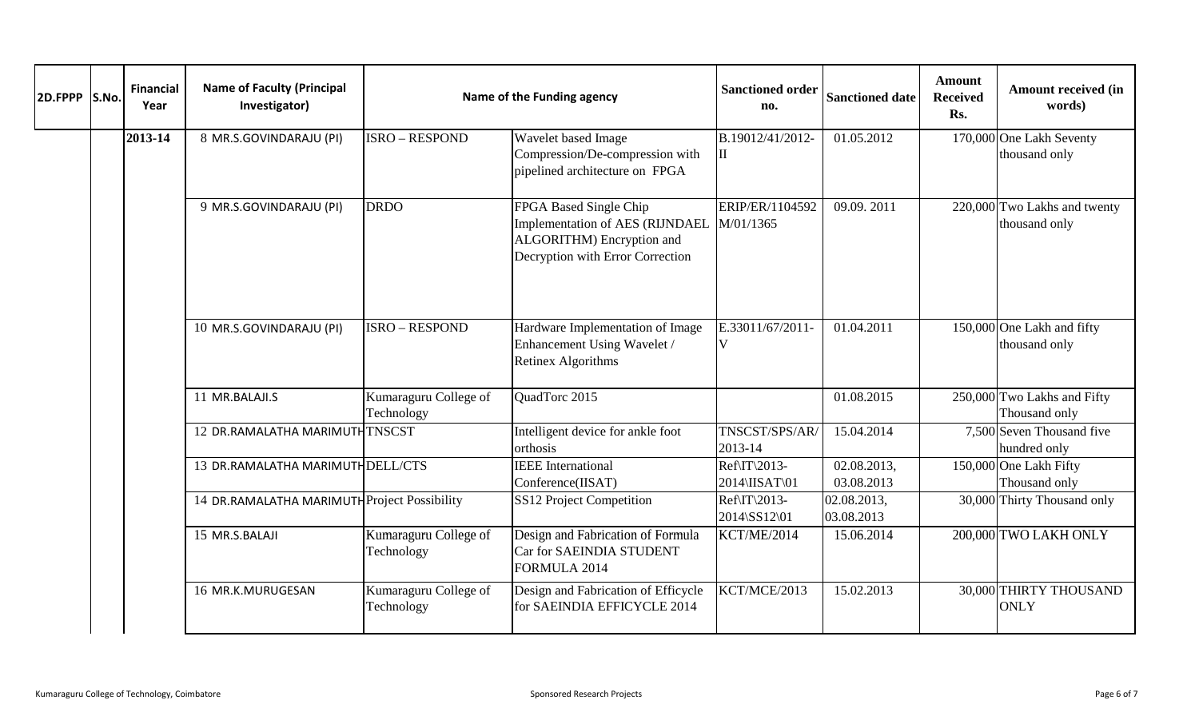| 2D.FPPP | S.No. | Financial Year | Name of Faculty (Principal Investigator) | Name of the Funding agency | | Sanctioned order no. | Sanctioned date | Amount Received Rs. | Amount received (in words) |
|---|---|---|---|---|---|---|---|---|---|
| | | 2013-14 | 8 MR.S.GOVINDARAJU (PI) | ISRO – RESPOND | Wavelet based Image Compression/De-compression with pipelined architecture on FPGA | B.19012/41/2012-II | 01.05.2012 | 170,000 | One Lakh Seventy thousand only |
| | | | 9 MR.S.GOVINDARAJU (PI) | DRDO | FPGA Based Single Chip Implementation of AES (RIJNDAEL ALGORITHM) Encryption and Decryption with Error Correction | ERIP/ER/1104592M/01/1365 | 09.09. 2011 | 220,000 | Two Lakhs and twenty thousand only |
| | | | 10 MR.S.GOVINDARAJU (PI) | ISRO – RESPOND | Hardware Implementation of Image Enhancement Using Wavelet / Retinex Algorithms | E.33011/67/2011-V | 01.04.2011 | 150,000 | One Lakh and fifty thousand only |
| | | | 11 MR.BALAJI.S | Kumaraguru College of Technology | QuadTorc 2015 | | 01.08.2015 | 250,000 | Two Lakhs and Fifty Thousand only |
| | | | 12 DR.RAMALATHA MARIMUTH | TNSCST | Intelligent device for ankle foot orthosis | TNSCST/SPS/AR/2013-14 | 15.04.2014 | 7,500 | Seven Thousand five hundred only |
| | | | 13 DR.RAMALATHA MARIMUTH | DELL/CTS | IEEE International Conference(IISAT) | Ref\IT\2013-2014\IISAT\01 | 02.08.2013, 03.08.2013 | 150,000 | One Lakh Fifty Thousand only |
| | | | 14 DR.RAMALATHA MARIMUTH | Project Possibility | SS12 Project Competition | Ref\IT\2013-2014\SS12\01 | 02.08.2013, 03.08.2013 | 30,000 | Thirty Thousand only |
| | | | 15 MR.S.BALAJI | Kumaraguru College of Technology | Design and Fabrication of Formula Car for SAEINDIA STUDENT FORMULA 2014 | KCT/ME/2014 | 15.06.2014 | 200,000 | TWO LAKH ONLY |
| | | | 16 MR.K.MURUGESAN | Kumaraguru College of Technology | Design and Fabrication of Efficycle for SAEINDIA EFFICYCLE 2014 | KCT/MCE/2013 | 15.02.2013 | 30,000 | THIRTY THOUSAND ONLY |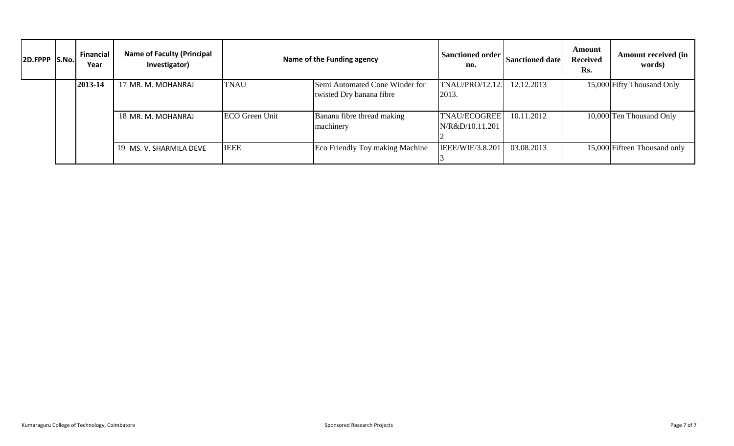| 2D.FPPP | S.No. | Financial Year | Name of Faculty (Principal Investigator) | Name of the Funding agency | | Sanctioned order no. | Sanctioned date | Amount Received Rs. | Amount received (in words) |
|---|---|---|---|---|---|---|---|---|---|
| | | 2013-14 | 17 MR. M. MOHANRAJ | TNAU | Semi Automated Cone Winder for twisted Dry banana fibre | TNAU/PRO/12.12.2013. | 12.12.2013 | 15,000 | Fifty Thousand Only |
| | | | 18 MR. M. MOHANRAJ | ECO Green Unit | Banana fibre thread making machinery | TNAU/ECOGREEN/R&D/10.11.2012 | 10.11.2012 | 10,000 | Ten Thousand Only |
| | | | 19 MS. V. SHARMILA DEVE | IEEE | Eco Friendly Toy making Machine | IEEE/WIE/3.8.2013 | 03.08.2013 | 15,000 | Fifteen Thousand only |